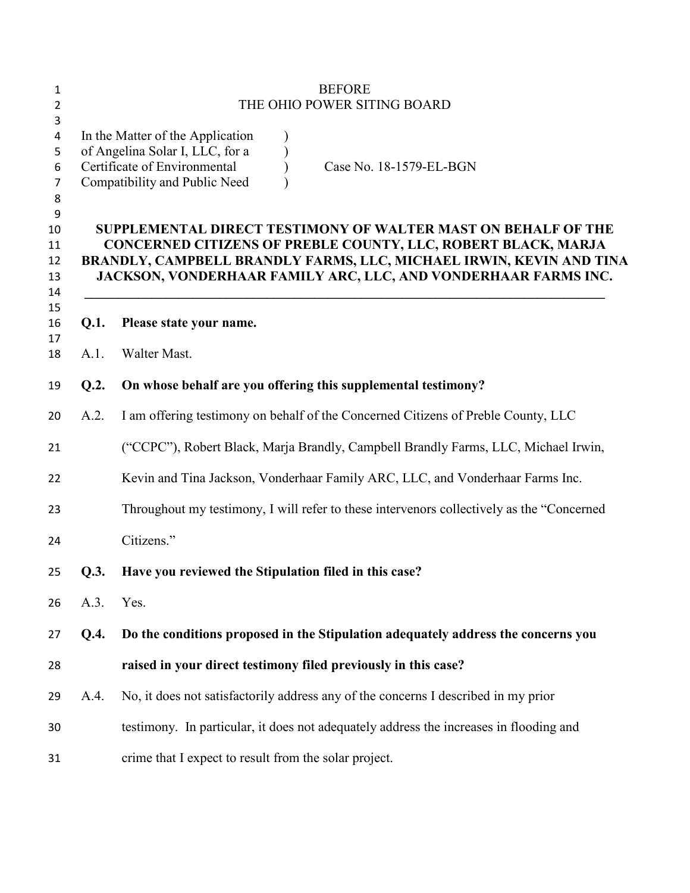BEFORE
THE OHIO POWER SITING BOARD

| | | |
|---|---|---|
| In the Matter of the Application of Angelina Solar I, LLC, for a Certificate of Environmental Compatibility and Public Need | ) ) ) ) | Case No. 18-1579-EL-BGN |

**SUPPLEMENTAL DIRECT TESTIMONY OF WALTER MAST ON BEHALF OF THE CONCERNED CITIZENS OF PREBLE COUNTY, LLC, ROBERT BLACK, MARJA BRANDLY, CAMPBELL BRANDLY FARMS, LLC, MICHAEL IRWIN, KEVIN AND TINA JACKSON, VONDERHAAR FAMILY ARC, LLC, AND VONDERHAAR FARMS INC.**

---

**Q.1. Please state your name.**

A.1. Walter Mast.

**Q.2. On whose behalf are you offering this supplemental testimony?**

A.2. I am offering testimony on behalf of the Concerned Citizens of Preble County, LLC ("CCPC"), Robert Black, Marja Brandly, Campbell Brandly Farms, LLC, Michael Irwin, Kevin and Tina Jackson, Vonderhaar Family ARC, LLC, and Vonderhaar Farms Inc. Throughout my testimony, I will refer to these intervenors collectively as the "Concerned Citizens."

**Q.3. Have you reviewed the Stipulation filed in this case?**

A.3. Yes.

**Q.4. Do the conditions proposed in the Stipulation adequately address the concerns you raised in your direct testimony filed previously in this case?**

A.4. No, it does not satisfactorily address any of the concerns I described in my prior testimony. In particular, it does not adequately address the increases in flooding and crime that I expect to result from the solar project.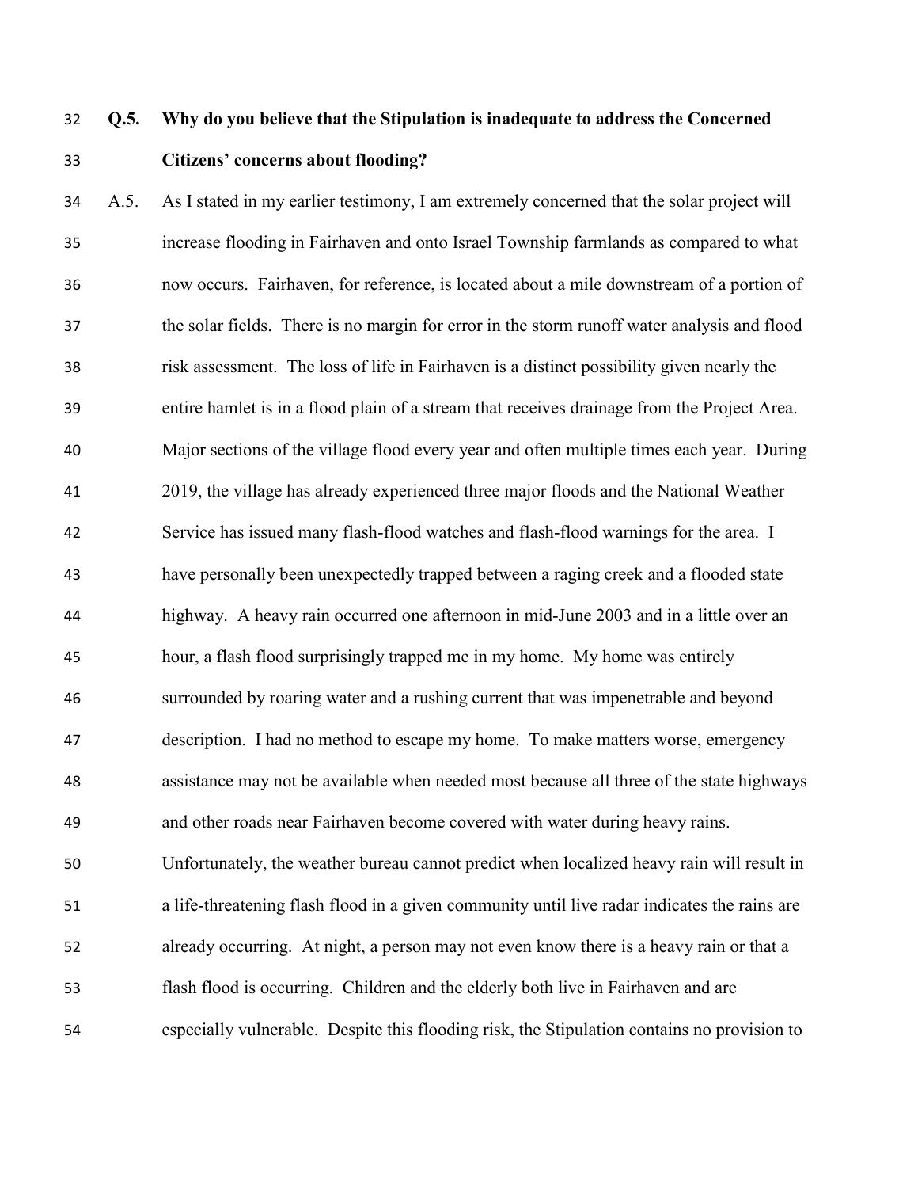**Q.5. Why do you believe that the Stipulation is inadequate to address the Concerned Citizens' concerns about flooding?**

A.5. As I stated in my earlier testimony, I am extremely concerned that the solar project will increase flooding in Fairhaven and onto Israel Township farmlands as compared to what now occurs. Fairhaven, for reference, is located about a mile downstream of a portion of the solar fields. There is no margin for error in the storm runoff water analysis and flood risk assessment. The loss of life in Fairhaven is a distinct possibility given nearly the entire hamlet is in a flood plain of a stream that receives drainage from the Project Area. Major sections of the village flood every year and often multiple times each year. During 2019, the village has already experienced three major floods and the National Weather Service has issued many flash-flood watches and flash-flood warnings for the area. I have personally been unexpectedly trapped between a raging creek and a flooded state highway. A heavy rain occurred one afternoon in mid-June 2003 and in a little over an hour, a flash flood surprisingly trapped me in my home. My home was entirely surrounded by roaring water and a rushing current that was impenetrable and beyond description. I had no method to escape my home. To make matters worse, emergency assistance may not be available when needed most because all three of the state highways and other roads near Fairhaven become covered with water during heavy rains. Unfortunately, the weather bureau cannot predict when localized heavy rain will result in a life-threatening flash flood in a given community until live radar indicates the rains are already occurring. At night, a person may not even know there is a heavy rain or that a flash flood is occurring. Children and the elderly both live in Fairhaven and are especially vulnerable. Despite this flooding risk, the Stipulation contains no provision to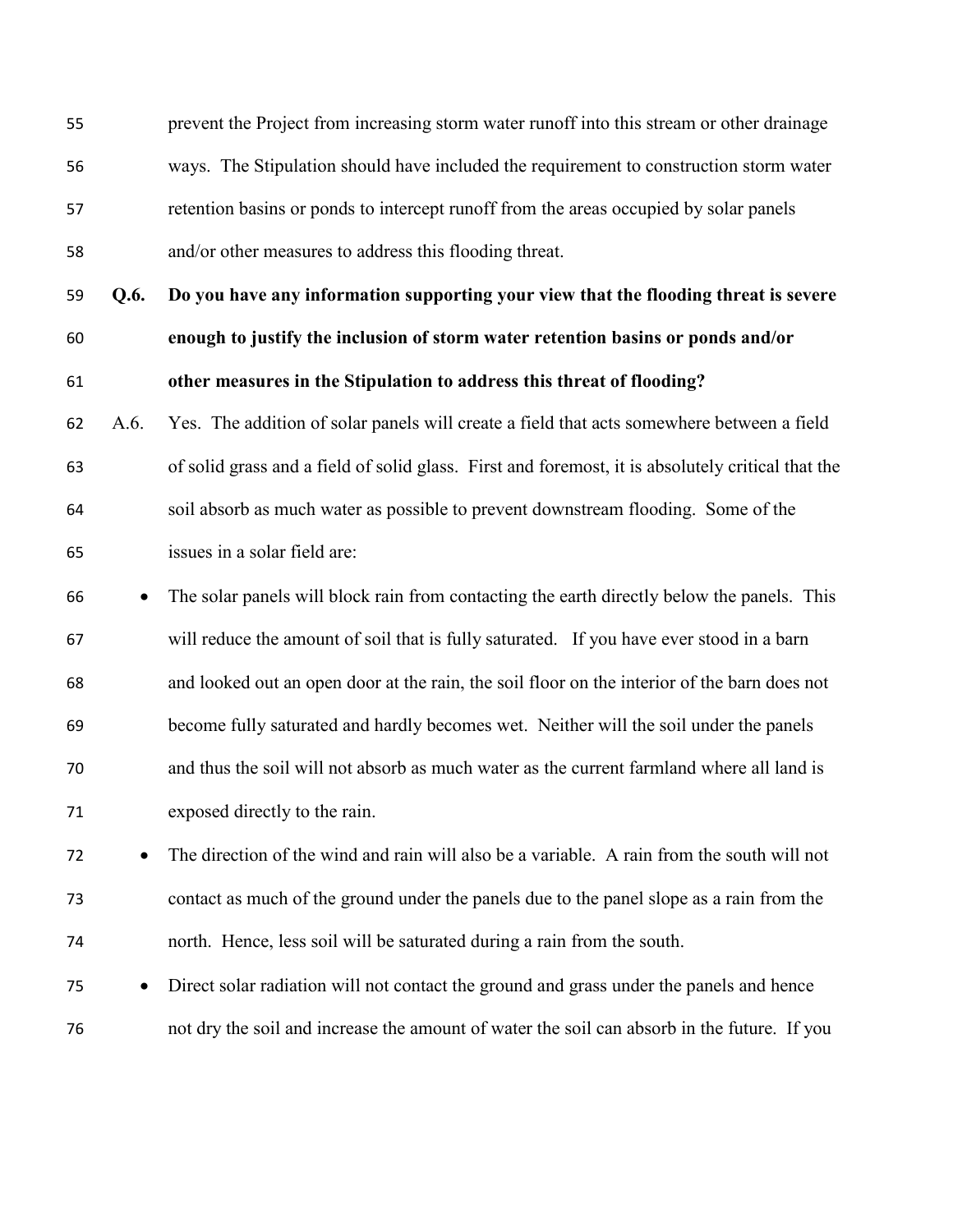prevent the Project from increasing storm water runoff into this stream or other drainage ways. The Stipulation should have included the requirement to construction storm water retention basins or ponds to intercept runoff from the areas occupied by solar panels and/or other measures to address this flooding threat.

**Q.6. Do you have any information supporting your view that the flooding threat is severe enough to justify the inclusion of storm water retention basins or ponds and/or other measures in the Stipulation to address this threat of flooding?**

A.6. Yes. The addition of solar panels will create a field that acts somewhere between a field of solid grass and a field of solid glass. First and foremost, it is absolutely critical that the soil absorb as much water as possible to prevent downstream flooding. Some of the issues in a solar field are:

- The solar panels will block rain from contacting the earth directly below the panels. This will reduce the amount of soil that is fully saturated. If you have ever stood in a barn and looked out an open door at the rain, the soil floor on the interior of the barn does not become fully saturated and hardly becomes wet. Neither will the soil under the panels and thus the soil will not absorb as much water as the current farmland where all land is exposed directly to the rain.
- The direction of the wind and rain will also be a variable. A rain from the south will not contact as much of the ground under the panels due to the panel slope as a rain from the north. Hence, less soil will be saturated during a rain from the south.
- Direct solar radiation will not contact the ground and grass under the panels and hence not dry the soil and increase the amount of water the soil can absorb in the future. If you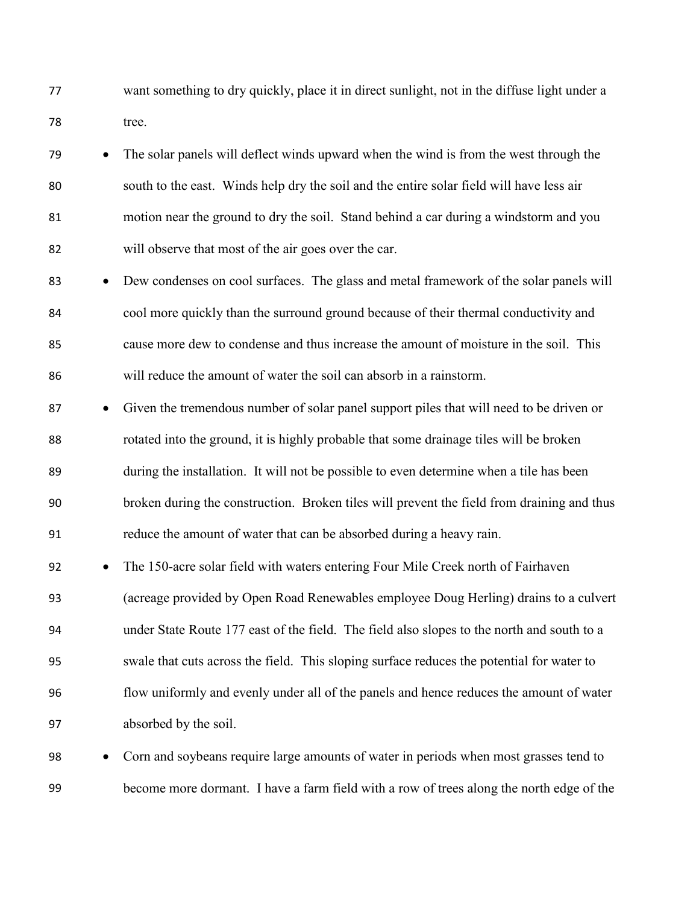want something to dry quickly, place it in direct sunlight, not in the diffuse light under a tree.

- The solar panels will deflect winds upward when the wind is from the west through the south to the east. Winds help dry the soil and the entire solar field will have less air motion near the ground to dry the soil. Stand behind a car during a windstorm and you will observe that most of the air goes over the car.
- Dew condenses on cool surfaces. The glass and metal framework of the solar panels will cool more quickly than the surround ground because of their thermal conductivity and cause more dew to condense and thus increase the amount of moisture in the soil. This will reduce the amount of water the soil can absorb in a rainstorm.
- Given the tremendous number of solar panel support piles that will need to be driven or rotated into the ground, it is highly probable that some drainage tiles will be broken during the installation. It will not be possible to even determine when a tile has been broken during the construction. Broken tiles will prevent the field from draining and thus reduce the amount of water that can be absorbed during a heavy rain.
- The 150-acre solar field with waters entering Four Mile Creek north of Fairhaven (acreage provided by Open Road Renewables employee Doug Herling) drains to a culvert under State Route 177 east of the field. The field also slopes to the north and south to a swale that cuts across the field. This sloping surface reduces the potential for water to flow uniformly and evenly under all of the panels and hence reduces the amount of water absorbed by the soil.
- Corn and soybeans require large amounts of water in periods when most grasses tend to become more dormant. I have a farm field with a row of trees along the north edge of the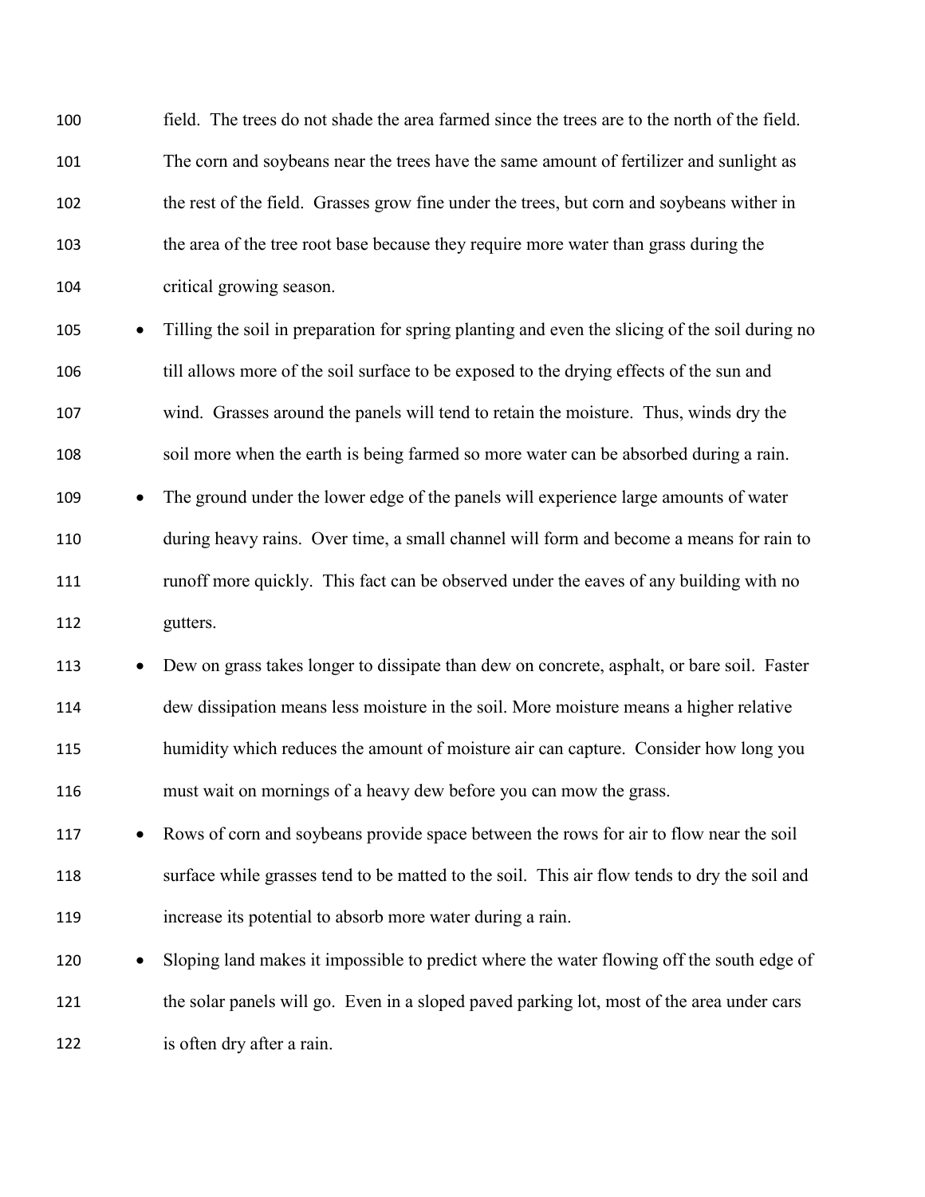field. The trees do not shade the area farmed since the trees are to the north of the field. The corn and soybeans near the trees have the same amount of fertilizer and sunlight as the rest of the field. Grasses grow fine under the trees, but corn and soybeans wither in the area of the tree root base because they require more water than grass during the critical growing season.

- Tilling the soil in preparation for spring planting and even the slicing of the soil during no till allows more of the soil surface to be exposed to the drying effects of the sun and wind. Grasses around the panels will tend to retain the moisture. Thus, winds dry the soil more when the earth is being farmed so more water can be absorbed during a rain.
- The ground under the lower edge of the panels will experience large amounts of water during heavy rains. Over time, a small channel will form and become a means for rain to runoff more quickly. This fact can be observed under the eaves of any building with no gutters.
- Dew on grass takes longer to dissipate than dew on concrete, asphalt, or bare soil. Faster dew dissipation means less moisture in the soil. More moisture means a higher relative humidity which reduces the amount of moisture air can capture. Consider how long you must wait on mornings of a heavy dew before you can mow the grass.
- Rows of corn and soybeans provide space between the rows for air to flow near the soil surface while grasses tend to be matted to the soil. This air flow tends to dry the soil and increase its potential to absorb more water during a rain.
- Sloping land makes it impossible to predict where the water flowing off the south edge of the solar panels will go. Even in a sloped paved parking lot, most of the area under cars is often dry after a rain.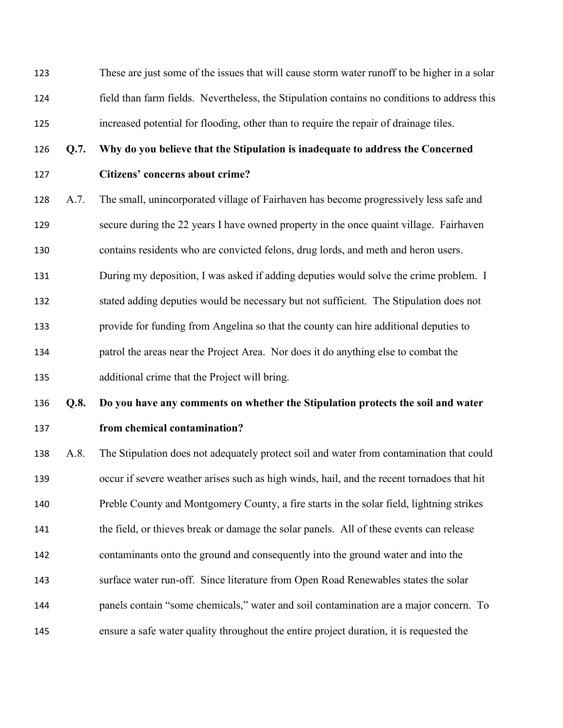These are just some of the issues that will cause storm water runoff to be higher in a solar field than farm fields. Nevertheless, the Stipulation contains no conditions to address this increased potential for flooding, other than to require the repair of drainage tiles.

**Q.7. Why do you believe that the Stipulation is inadequate to address the Concerned Citizens' concerns about crime?**

A.7. The small, unincorporated village of Fairhaven has become progressively less safe and secure during the 22 years I have owned property in the once quaint village. Fairhaven contains residents who are convicted felons, drug lords, and meth and heron users. During my deposition, I was asked if adding deputies would solve the crime problem. I stated adding deputies would be necessary but not sufficient. The Stipulation does not provide for funding from Angelina so that the county can hire additional deputies to patrol the areas near the Project Area. Nor does it do anything else to combat the additional crime that the Project will bring.

**Q.8. Do you have any comments on whether the Stipulation protects the soil and water from chemical contamination?**

A.8. The Stipulation does not adequately protect soil and water from contamination that could occur if severe weather arises such as high winds, hail, and the recent tornadoes that hit Preble County and Montgomery County, a fire starts in the solar field, lightning strikes the field, or thieves break or damage the solar panels. All of these events can release contaminants onto the ground and consequently into the ground water and into the surface water run-off. Since literature from Open Road Renewables states the solar panels contain "some chemicals," water and soil contamination are a major concern. To ensure a safe water quality throughout the entire project duration, it is requested the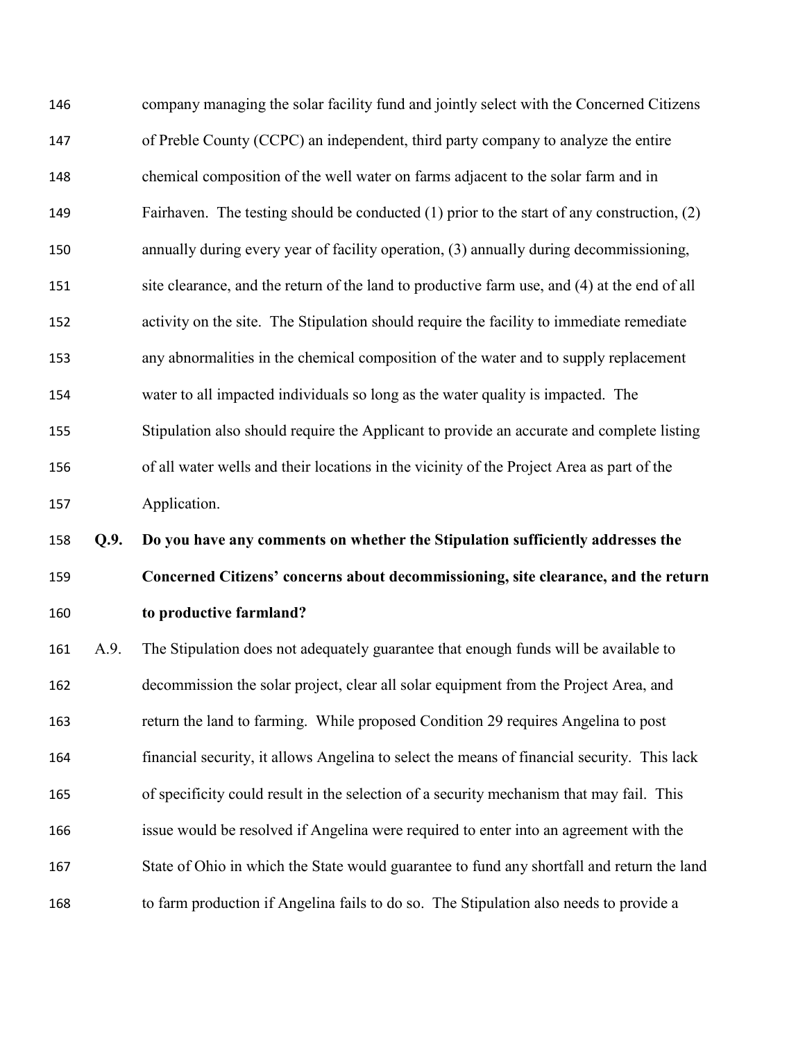company managing the solar facility fund and jointly select with the Concerned Citizens of Preble County (CCPC) an independent, third party company to analyze the entire chemical composition of the well water on farms adjacent to the solar farm and in Fairhaven. The testing should be conducted (1) prior to the start of any construction, (2) annually during every year of facility operation, (3) annually during decommissioning, site clearance, and the return of the land to productive farm use, and (4) at the end of all activity on the site. The Stipulation should require the facility to immediate remediate any abnormalities in the chemical composition of the water and to supply replacement water to all impacted individuals so long as the water quality is impacted. The Stipulation also should require the Applicant to provide an accurate and complete listing of all water wells and their locations in the vicinity of the Project Area as part of the Application.

**Q.9. Do you have any comments on whether the Stipulation sufficiently addresses the Concerned Citizens' concerns about decommissioning, site clearance, and the return to productive farmland?**

A.9. The Stipulation does not adequately guarantee that enough funds will be available to decommission the solar project, clear all solar equipment from the Project Area, and return the land to farming. While proposed Condition 29 requires Angelina to post financial security, it allows Angelina to select the means of financial security. This lack of specificity could result in the selection of a security mechanism that may fail. This issue would be resolved if Angelina were required to enter into an agreement with the State of Ohio in which the State would guarantee to fund any shortfall and return the land to farm production if Angelina fails to do so. The Stipulation also needs to provide a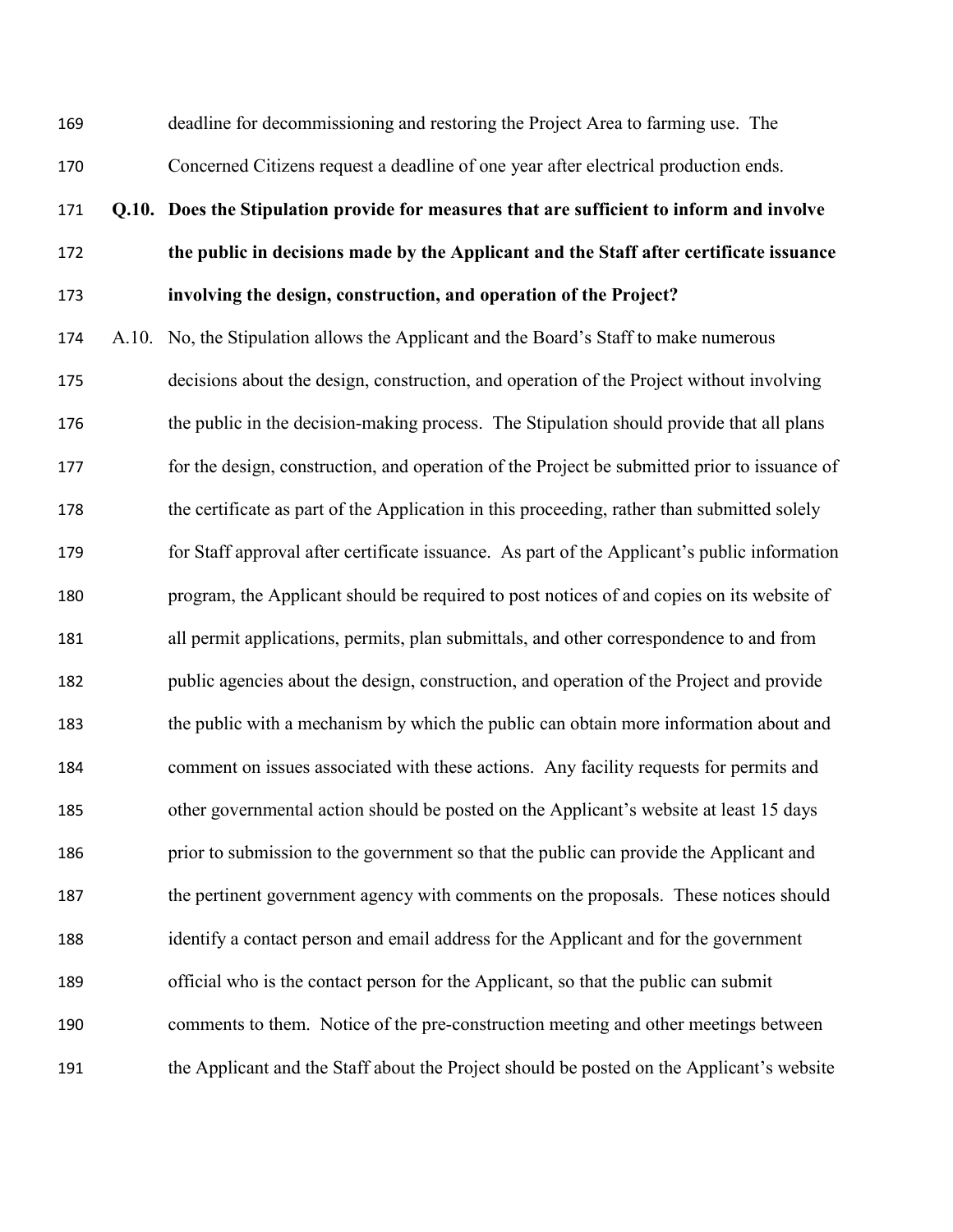deadline for decommissioning and restoring the Project Area to farming use. The Concerned Citizens request a deadline of one year after electrical production ends.

**Q.10. Does the Stipulation provide for measures that are sufficient to inform and involve the public in decisions made by the Applicant and the Staff after certificate issuance involving the design, construction, and operation of the Project?**

A.10. No, the Stipulation allows the Applicant and the Board's Staff to make numerous decisions about the design, construction, and operation of the Project without involving the public in the decision-making process. The Stipulation should provide that all plans for the design, construction, and operation of the Project be submitted prior to issuance of the certificate as part of the Application in this proceeding, rather than submitted solely for Staff approval after certificate issuance. As part of the Applicant's public information program, the Applicant should be required to post notices of and copies on its website of all permit applications, permits, plan submittals, and other correspondence to and from public agencies about the design, construction, and operation of the Project and provide the public with a mechanism by which the public can obtain more information about and comment on issues associated with these actions. Any facility requests for permits and other governmental action should be posted on the Applicant's website at least 15 days prior to submission to the government so that the public can provide the Applicant and the pertinent government agency with comments on the proposals. These notices should identify a contact person and email address for the Applicant and for the government official who is the contact person for the Applicant, so that the public can submit comments to them. Notice of the pre-construction meeting and other meetings between the Applicant and the Staff about the Project should be posted on the Applicant's website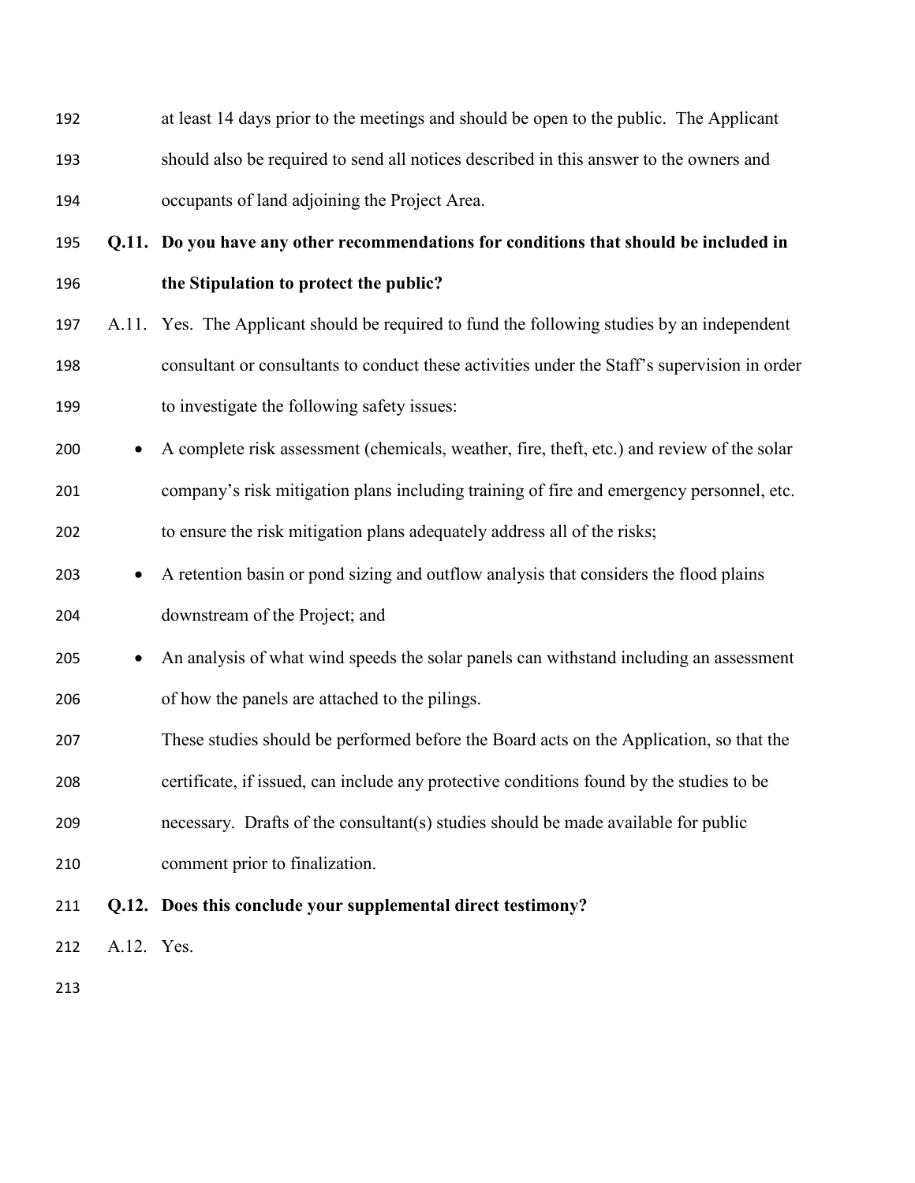at least 14 days prior to the meetings and should be open to the public. The Applicant should also be required to send all notices described in this answer to the owners and occupants of land adjoining the Project Area.

**Q.11. Do you have any other recommendations for conditions that should be included in the Stipulation to protect the public?**

A.11. Yes. The Applicant should be required to fund the following studies by an independent consultant or consultants to conduct these activities under the Staff's supervision in order to investigate the following safety issues:

- A complete risk assessment (chemicals, weather, fire, theft, etc.) and review of the solar company's risk mitigation plans including training of fire and emergency personnel, etc. to ensure the risk mitigation plans adequately address all of the risks;
- A retention basin or pond sizing and outflow analysis that considers the flood plains downstream of the Project; and
- An analysis of what wind speeds the solar panels can withstand including an assessment of how the panels are attached to the pilings.

These studies should be performed before the Board acts on the Application, so that the certificate, if issued, can include any protective conditions found by the studies to be necessary. Drafts of the consultant(s) studies should be made available for public comment prior to finalization.

**Q.12. Does this conclude your supplemental direct testimony?**

A.12. Yes.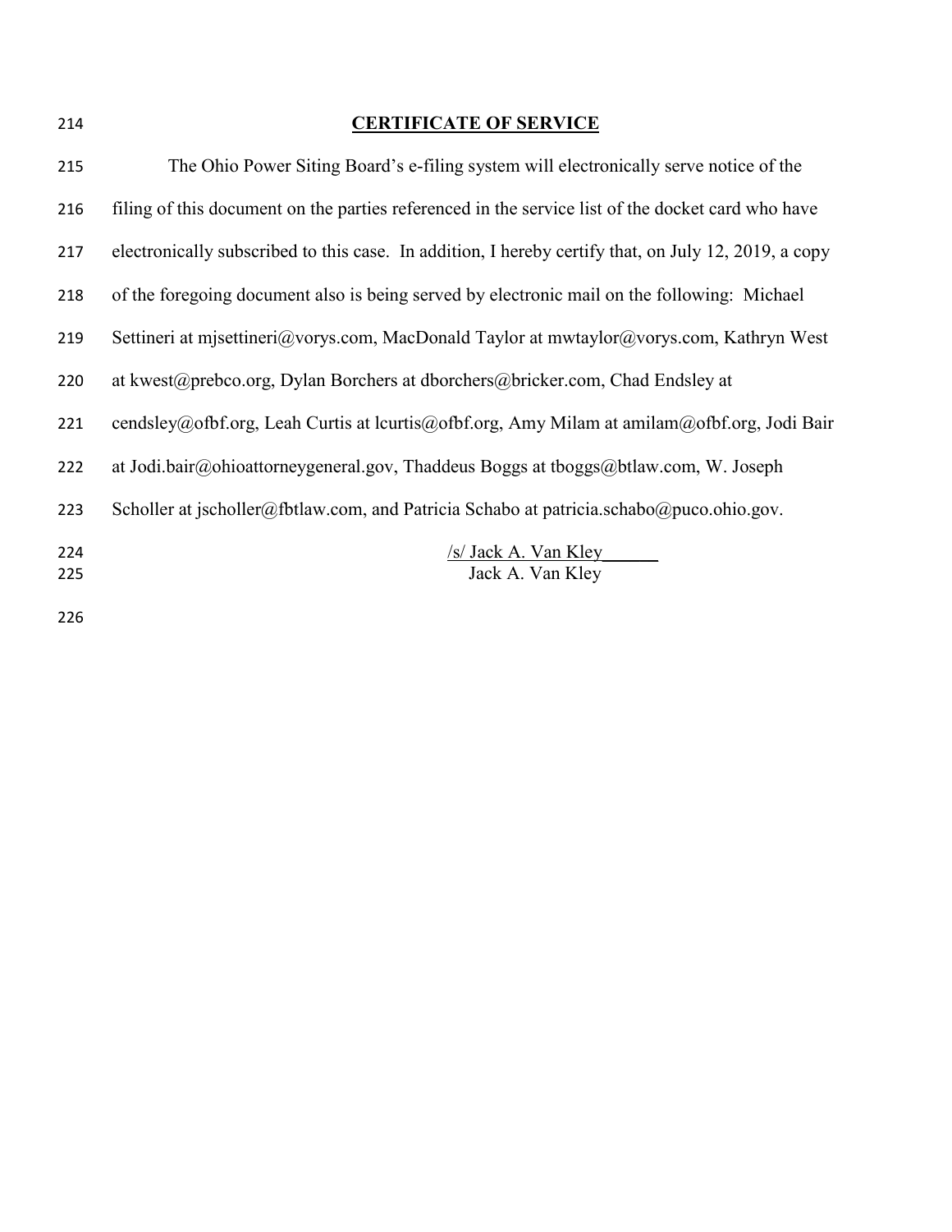## CERTIFICATE OF SERVICE

The Ohio Power Siting Board's e-filing system will electronically serve notice of the filing of this document on the parties referenced in the service list of the docket card who have electronically subscribed to this case. In addition, I hereby certify that, on July 12, 2019, a copy of the foregoing document also is being served by electronic mail on the following: Michael Settineri at mjsettineri@vorys.com, MacDonald Taylor at mwtaylor@vorys.com, Kathryn West at kwest@prebco.org, Dylan Borchers at dborchers@bricker.com, Chad Endsley at cendsley@ofbf.org, Leah Curtis at lcurtis@ofbf.org, Amy Milam at amilam@ofbf.org, Jodi Bair at Jodi.bair@ohioattorneygeneral.gov, Thaddeus Boggs at tboggs@btlaw.com, W. Joseph Scholler at jscholler@fbtlaw.com, and Patricia Schabo at patricia.schabo@puco.ohio.gov.

/s/ Jack A. Van Kley
Jack A. Van Kley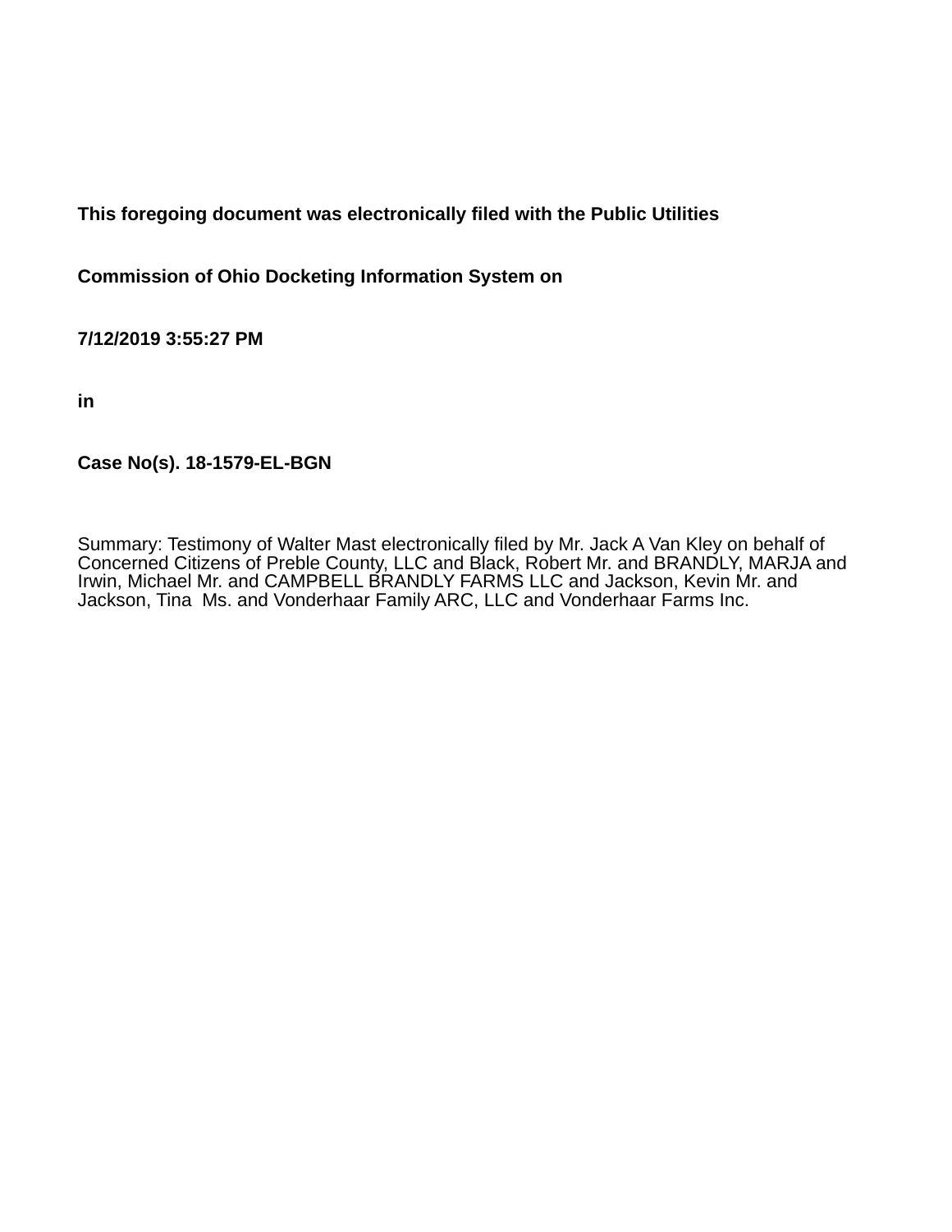**This foregoing document was electronically filed with the Public Utilities**

**Commission of Ohio Docketing Information System on**

**7/12/2019 3:55:27 PM**

**in**

**Case No(s). 18-1579-EL-BGN**

Summary: Testimony of Walter Mast electronically filed by Mr. Jack A Van Kley on behalf of Concerned Citizens of Preble County, LLC and Black, Robert Mr. and BRANDLY, MARJA and Irwin, Michael Mr. and CAMPBELL BRANDLY FARMS LLC and Jackson, Kevin Mr. and Jackson, Tina Ms. and Vonderhaar Family ARC, LLC and Vonderhaar Farms Inc.